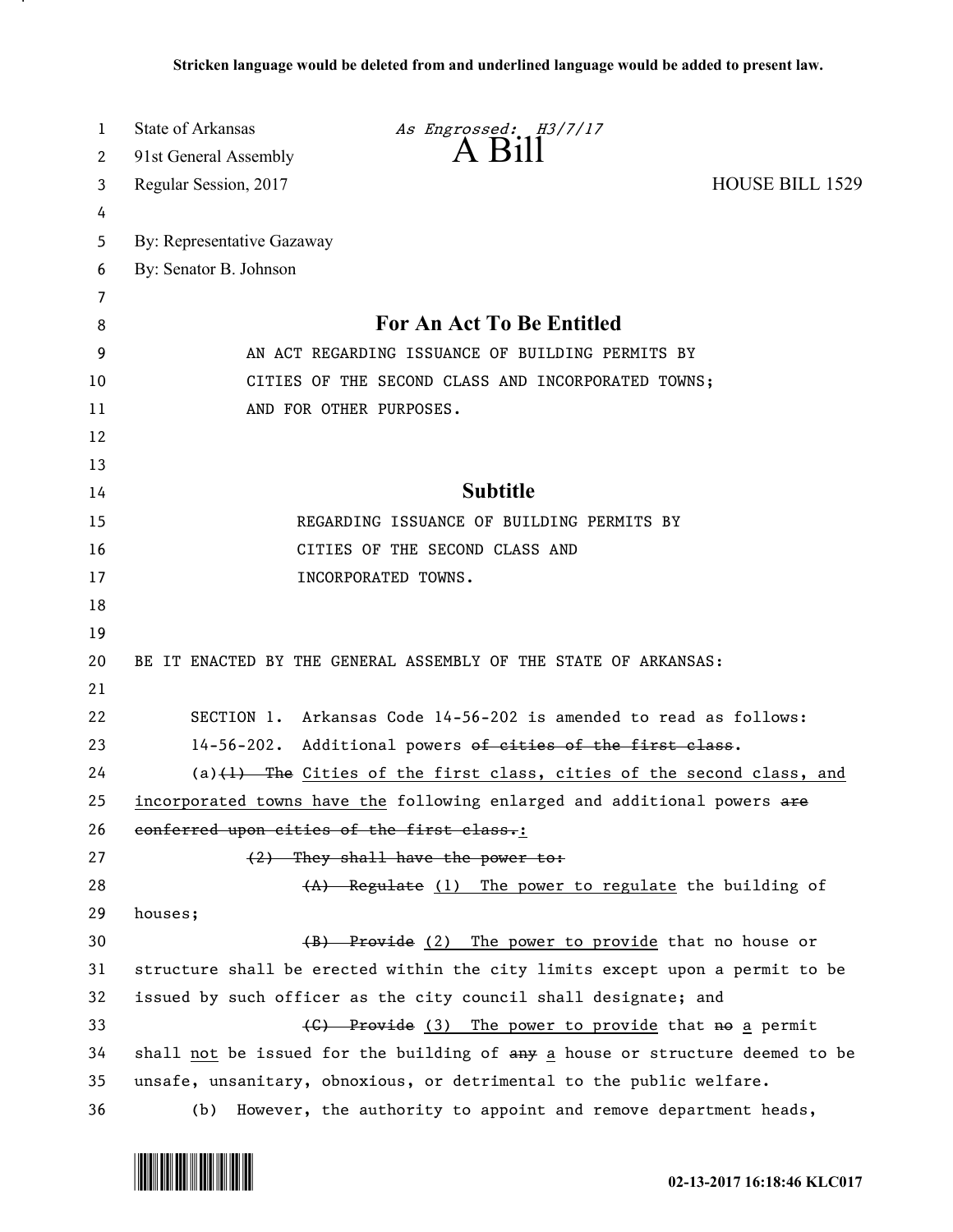Stricken language would be deleted from and underlined language would be added to present law.

State of Arkansas *As Engrossed: H3/7/17*
91st General Assembly **A Bill**
Regular Session, 2017 HOUSE BILL 1529

By: Representative Gazaway
By: Senator B. Johnson

## For An Act To Be Entitled

AN ACT REGARDING ISSUANCE OF BUILDING PERMITS BY CITIES OF THE SECOND CLASS AND INCORPORATED TOWNS; AND FOR OTHER PURPOSES.

## Subtitle

REGARDING ISSUANCE OF BUILDING PERMITS BY CITIES OF THE SECOND CLASS AND INCORPORATED TOWNS.

BE IT ENACTED BY THE GENERAL ASSEMBLY OF THE STATE OF ARKANSAS:

SECTION 1. Arkansas Code 14-56-202 is amended to read as follows:

14-56-202. Additional powers ~~of cities of the first class~~.

(a)~~(1) The~~ Cities of the first class, cities of the second class, and incorporated towns have the following enlarged and additional powers ~~are conferred upon cities of the first class.~~:

~~(2) They shall have the power to:~~

~~(A) Regulate~~ (1) The power to regulate the building of houses;

~~(B) Provide~~ (2) The power to provide that no house or structure shall be erected within the city limits except upon a permit to be issued by such officer as the city council shall designate; and

~~(C) Provide~~ (3) The power to provide that ~~no~~ a permit shall not be issued for the building of ~~any~~ a house or structure deemed to be unsafe, unsanitary, obnoxious, or detrimental to the public welfare.

(b) However, the authority to appoint and remove department heads,

02-13-2017 16:18:46 KLC017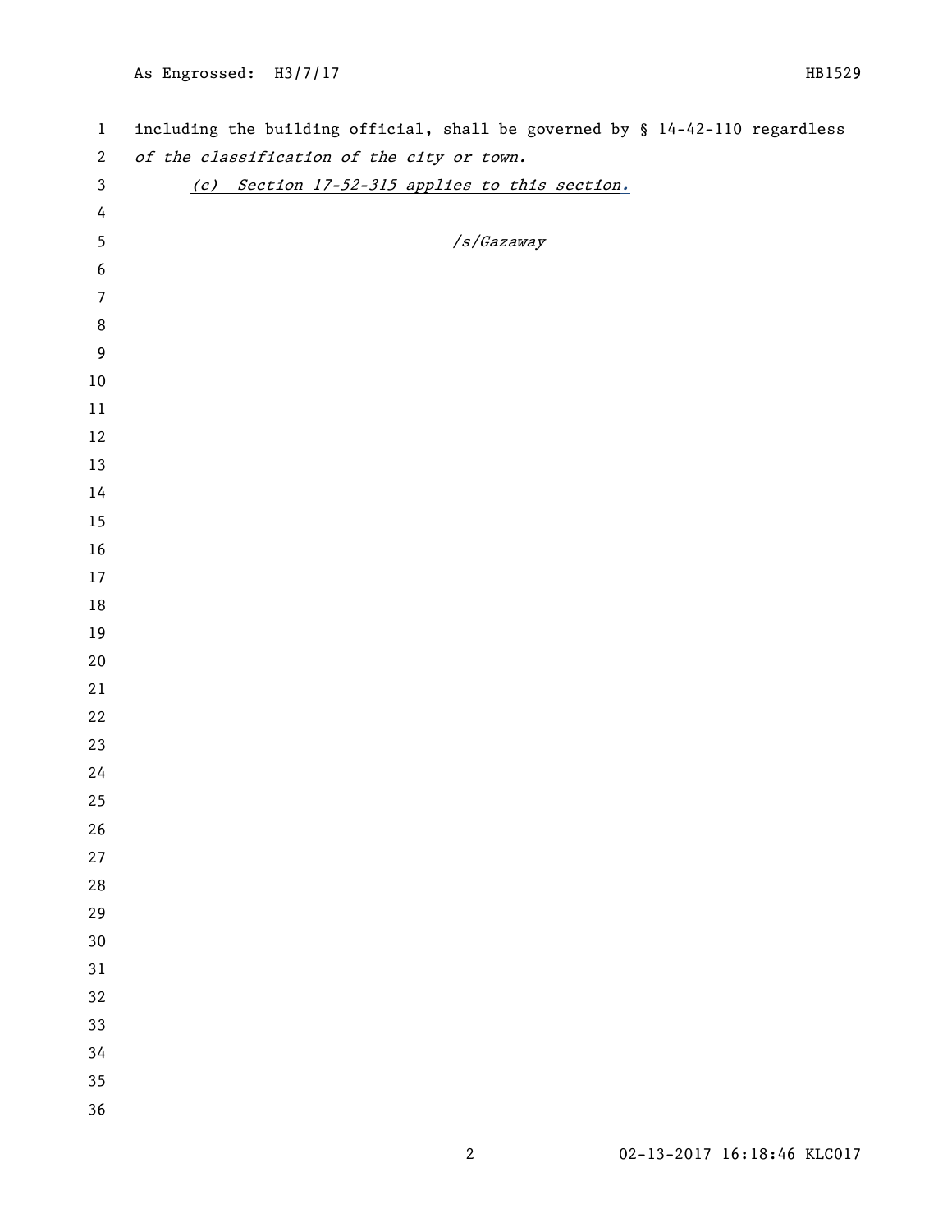including the building official, shall be governed by § 14-42-110 regardless *of the classification of the city or town.*

*(c) Section 17-52-315 applies to this section.*

*/s/Gazaway*